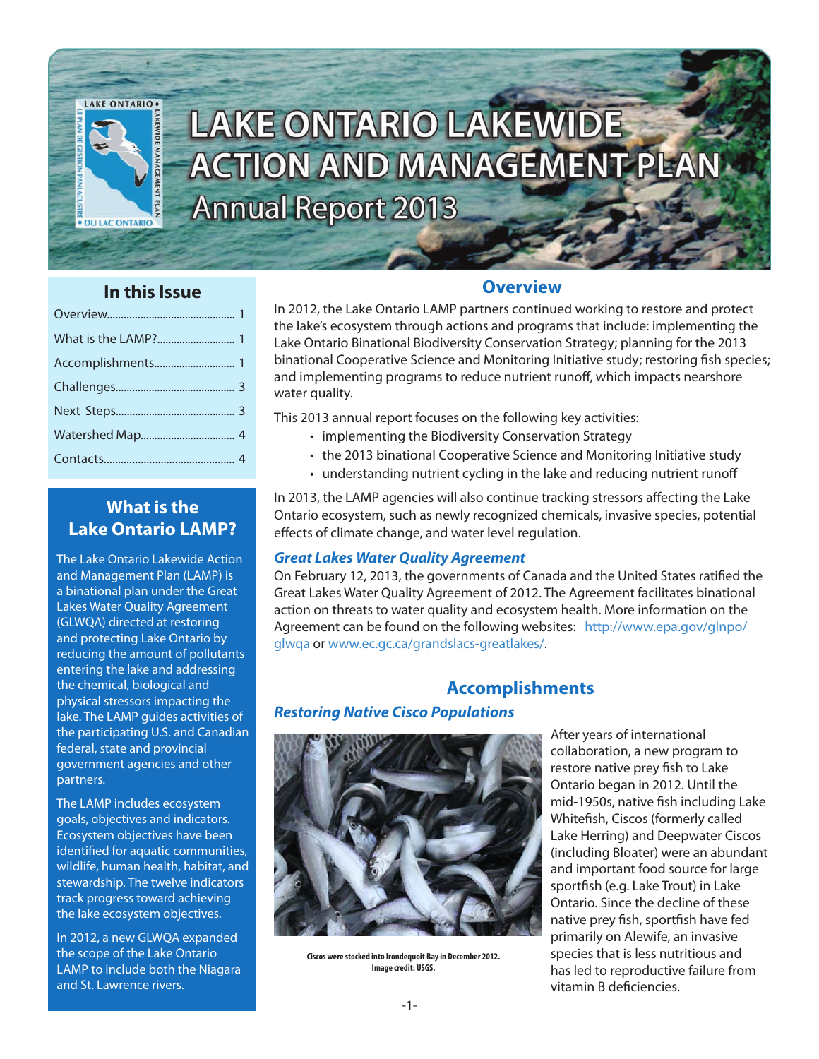# LAKE ONTARIO LAKEWIDE ACTION AND MANAGEMENT PLAN

## Annual Report 2013

### In this Issue

| | |
|---|---|
| Overview | 1 |
| What is the LAMP? | 1 |
| Accomplishments | 1 |
| Challenges | 3 |
| Next Steps | 3 |
| Watershed Map | 4 |
| Contacts | 4 |

### What is the Lake Ontario LAMP?

The Lake Ontario Lakewide Action and Management Plan (LAMP) is a binational plan under the Great Lakes Water Quality Agreement (GLWQA) directed at restoring and protecting Lake Ontario by reducing the amount of pollutants entering the lake and addressing the chemical, biological and physical stressors impacting the lake. The LAMP guides activities of the participating U.S. and Canadian federal, state and provincial government agencies and other partners.

The LAMP includes ecosystem goals, objectives and indicators. Ecosystem objectives have been identified for aquatic communities, wildlife, human health, habitat, and stewardship. The twelve indicators track progress toward achieving the lake ecosystem objectives.

In 2012, a new GLWQA expanded the scope of the Lake Ontario LAMP to include both the Niagara and St. Lawrence rivers.

## Overview

In 2012, the Lake Ontario LAMP partners continued working to restore and protect the lake's ecosystem through actions and programs that include: implementing the Lake Ontario Binational Biodiversity Conservation Strategy; planning for the 2013 binational Cooperative Science and Monitoring Initiative study; restoring fish species; and implementing programs to reduce nutrient runoff, which impacts nearshore water quality.

This 2013 annual report focuses on the following key activities:

- implementing the Biodiversity Conservation Strategy
- the 2013 binational Cooperative Science and Monitoring Initiative study
- understanding nutrient cycling in the lake and reducing nutrient runoff

In 2013, the LAMP agencies will also continue tracking stressors affecting the Lake Ontario ecosystem, such as newly recognized chemicals, invasive species, potential effects of climate change, and water level regulation.

### *Great Lakes Water Quality Agreement*

On February 12, 2013, the governments of Canada and the United States ratified the Great Lakes Water Quality Agreement of 2012. The Agreement facilitates binational action on threats to water quality and ecosystem health. More information on the Agreement can be found on the following websites: http://www.epa.gov/glnpo/glwqa or www.ec.gc.ca/grandslacs-greatlakes/.

## Accomplishments

### *Restoring Native Cisco Populations*

Ciscos were stocked into Irondequoit Bay in December 2012. Image credit: USGS.

After years of international collaboration, a new program to restore native prey fish to Lake Ontario began in 2012. Until the mid-1950s, native fish including Lake Whitefish, Ciscos (formerly called Lake Herring) and Deepwater Ciscos (including Bloater) were an abundant and important food source for large sportfish (e.g. Lake Trout) in Lake Ontario. Since the decline of these native prey fish, sportfish have fed primarily on Alewife, an invasive species that is less nutritious and has led to reproductive failure from vitamin B deficiencies.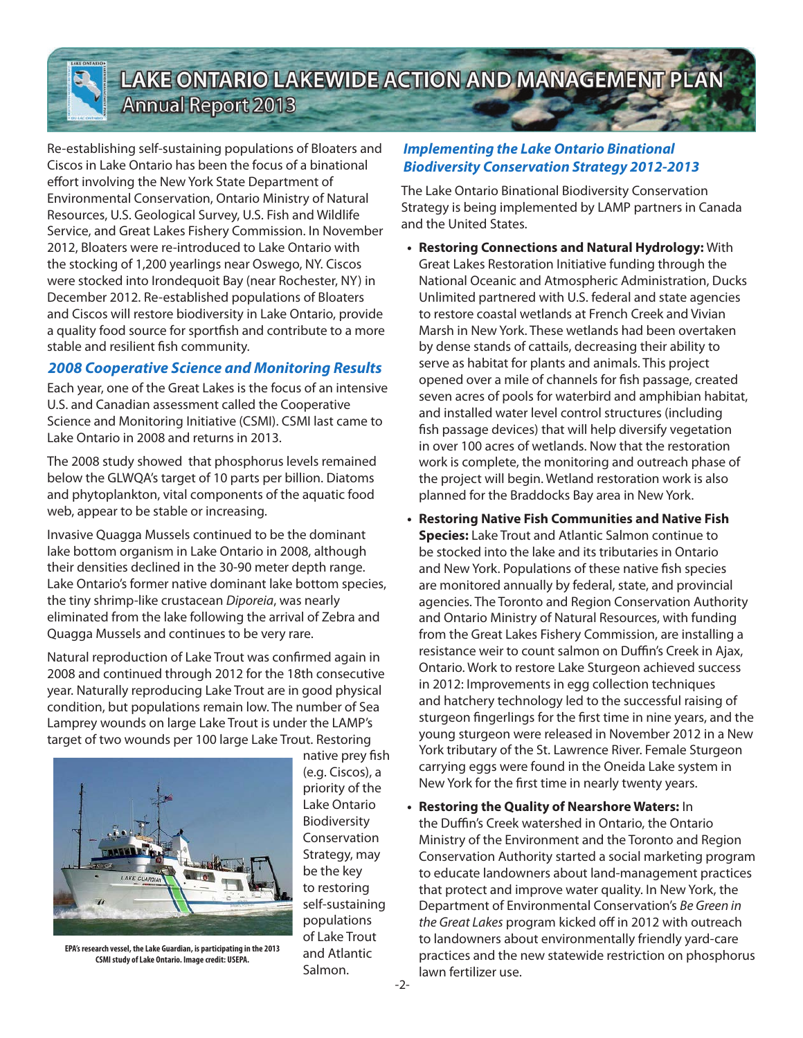Re-establishing self-sustaining populations of Bloaters and Ciscos in Lake Ontario has been the focus of a binational effort involving the New York State Department of Environmental Conservation, Ontario Ministry of Natural Resources, U.S. Geological Survey, U.S. Fish and Wildlife Service, and Great Lakes Fishery Commission. In November 2012, Bloaters were re-introduced to Lake Ontario with the stocking of 1,200 yearlings near Oswego, NY. Ciscos were stocked into Irondequoit Bay (near Rochester, NY) in December 2012. Re-established populations of Bloaters and Ciscos will restore biodiversity in Lake Ontario, provide a quality food source for sportfish and contribute to a more stable and resilient fish community.

## *2008 Cooperative Science and Monitoring Results*

Each year, one of the Great Lakes is the focus of an intensive U.S. and Canadian assessment called the Cooperative Science and Monitoring Initiative (CSMI). CSMI last came to Lake Ontario in 2008 and returns in 2013.

The 2008 study showed that phosphorus levels remained below the GLWQA's target of 10 parts per billion. Diatoms and phytoplankton, vital components of the aquatic food web, appear to be stable or increasing.

Invasive Quagga Mussels continued to be the dominant lake bottom organism in Lake Ontario in 2008, although their densities declined in the 30-90 meter depth range. Lake Ontario's former native dominant lake bottom species, the tiny shrimp-like crustacean *Diporeia*, was nearly eliminated from the lake following the arrival of Zebra and Quagga Mussels and continues to be very rare.

Natural reproduction of Lake Trout was confirmed again in 2008 and continued through 2012 for the 18th consecutive year. Naturally reproducing Lake Trout are in good physical condition, but populations remain low. The number of Sea Lamprey wounds on large Lake Trout is under the LAMP's target of two wounds per 100 large Lake Trout. Restoring native prey fish (e.g. Ciscos), a priority of the Lake Ontario Biodiversity Conservation Strategy, may be the key to restoring self-sustaining populations of Lake Trout and Atlantic Salmon.

**EPA's research vessel, the Lake Guardian, is participating in the 2013 CSMI study of Lake Ontario. Image credit: USEPA.**

## *Implementing the Lake Ontario Binational Biodiversity Conservation Strategy 2012-2013*

The Lake Ontario Binational Biodiversity Conservation Strategy is being implemented by LAMP partners in Canada and the United States.

- **Restoring Connections and Natural Hydrology:** With Great Lakes Restoration Initiative funding through the National Oceanic and Atmospheric Administration, Ducks Unlimited partnered with U.S. federal and state agencies to restore coastal wetlands at French Creek and Vivian Marsh in New York. These wetlands had been overtaken by dense stands of cattails, decreasing their ability to serve as habitat for plants and animals. This project opened over a mile of channels for fish passage, created seven acres of pools for waterbird and amphibian habitat, and installed water level control structures (including fish passage devices) that will help diversify vegetation in over 100 acres of wetlands. Now that the restoration work is complete, the monitoring and outreach phase of the project will begin. Wetland restoration work is also planned for the Braddocks Bay area in New York.
- **Restoring Native Fish Communities and Native Fish Species:** Lake Trout and Atlantic Salmon continue to be stocked into the lake and its tributaries in Ontario and New York. Populations of these native fish species are monitored annually by federal, state, and provincial agencies. The Toronto and Region Conservation Authority and Ontario Ministry of Natural Resources, with funding from the Great Lakes Fishery Commission, are installing a resistance weir to count salmon on Duffin's Creek in Ajax, Ontario. Work to restore Lake Sturgeon achieved success in 2012: Improvements in egg collection techniques and hatchery technology led to the successful raising of sturgeon fingerlings for the first time in nine years, and the young sturgeon were released in November 2012 in a New York tributary of the St. Lawrence River. Female Sturgeon carrying eggs were found in the Oneida Lake system in New York for the first time in nearly twenty years.
- **Restoring the Quality of Nearshore Waters:** In the Duffin's Creek watershed in Ontario, the Ontario Ministry of the Environment and the Toronto and Region Conservation Authority started a social marketing program to educate landowners about land-management practices that protect and improve water quality. In New York, the Department of Environmental Conservation's *Be Green in the Great Lakes* program kicked off in 2012 with outreach to landowners about environmentally friendly yard-care practices and the new statewide restriction on phosphorus lawn fertilizer use.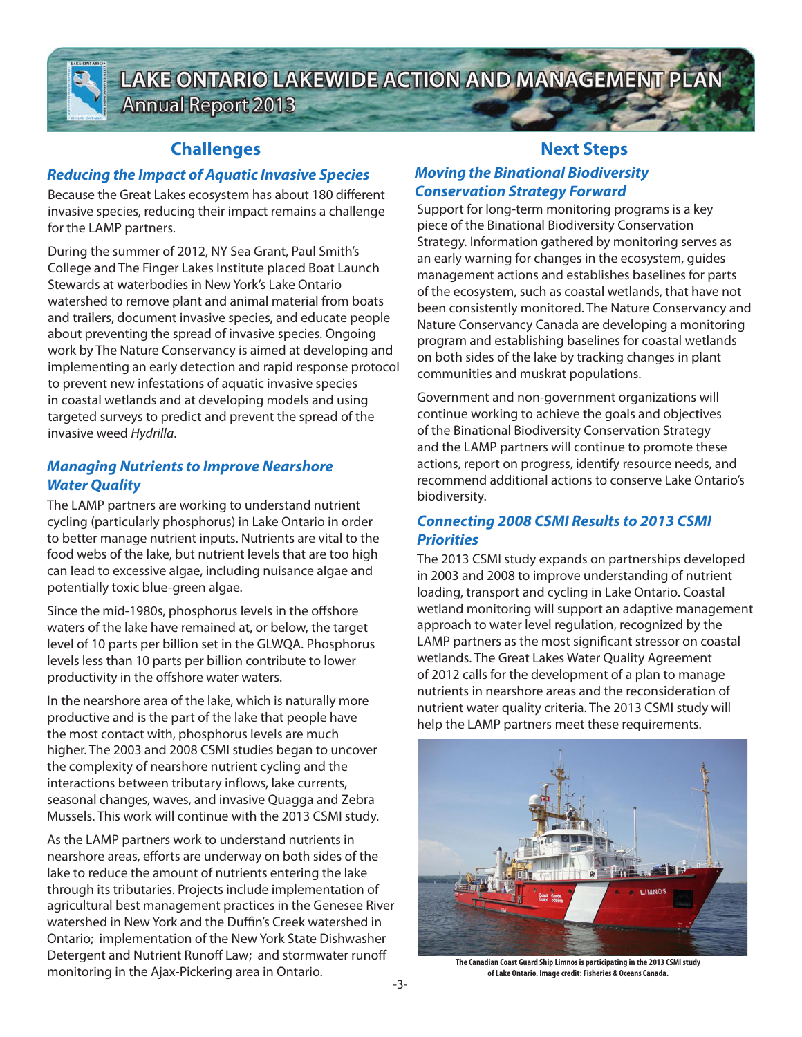## Challenges

### *Reducing the Impact of Aquatic Invasive Species*

Because the Great Lakes ecosystem has about 180 different invasive species, reducing their impact remains a challenge for the LAMP partners.

During the summer of 2012, NY Sea Grant, Paul Smith's College and The Finger Lakes Institute placed Boat Launch Stewards at waterbodies in New York's Lake Ontario watershed to remove plant and animal material from boats and trailers, document invasive species, and educate people about preventing the spread of invasive species. Ongoing work by The Nature Conservancy is aimed at developing and implementing an early detection and rapid response protocol to prevent new infestations of aquatic invasive species in coastal wetlands and at developing models and using targeted surveys to predict and prevent the spread of the invasive weed *Hydrilla*.

### *Managing Nutrients to Improve Nearshore Water Quality*

The LAMP partners are working to understand nutrient cycling (particularly phosphorus) in Lake Ontario in order to better manage nutrient inputs. Nutrients are vital to the food webs of the lake, but nutrient levels that are too high can lead to excessive algae, including nuisance algae and potentially toxic blue-green algae.

Since the mid-1980s, phosphorus levels in the offshore waters of the lake have remained at, or below, the target level of 10 parts per billion set in the GLWQA. Phosphorus levels less than 10 parts per billion contribute to lower productivity in the offshore water waters.

In the nearshore area of the lake, which is naturally more productive and is the part of the lake that people have the most contact with, phosphorus levels are much higher. The 2003 and 2008 CSMI studies began to uncover the complexity of nearshore nutrient cycling and the interactions between tributary inflows, lake currents, seasonal changes, waves, and invasive Quagga and Zebra Mussels. This work will continue with the 2013 CSMI study.

As the LAMP partners work to understand nutrients in nearshore areas, efforts are underway on both sides of the lake to reduce the amount of nutrients entering the lake through its tributaries. Projects include implementation of agricultural best management practices in the Genesee River watershed in New York and the Duffin's Creek watershed in Ontario; implementation of the New York State Dishwasher Detergent and Nutrient Runoff Law; and stormwater runoff monitoring in the Ajax-Pickering area in Ontario.

## Next Steps

### *Moving the Binational Biodiversity Conservation Strategy Forward*

Support for long-term monitoring programs is a key piece of the Binational Biodiversity Conservation Strategy. Information gathered by monitoring serves as an early warning for changes in the ecosystem, guides management actions and establishes baselines for parts of the ecosystem, such as coastal wetlands, that have not been consistently monitored. The Nature Conservancy and Nature Conservancy Canada are developing a monitoring program and establishing baselines for coastal wetlands on both sides of the lake by tracking changes in plant communities and muskrat populations.

Government and non-government organizations will continue working to achieve the goals and objectives of the Binational Biodiversity Conservation Strategy and the LAMP partners will continue to promote these actions, report on progress, identify resource needs, and recommend additional actions to conserve Lake Ontario's biodiversity.

### *Connecting 2008 CSMI Results to 2013 CSMI Priorities*

The 2013 CSMI study expands on partnerships developed in 2003 and 2008 to improve understanding of nutrient loading, transport and cycling in Lake Ontario. Coastal wetland monitoring will support an adaptive management approach to water level regulation, recognized by the LAMP partners as the most significant stressor on coastal wetlands. The Great Lakes Water Quality Agreement of 2012 calls for the development of a plan to manage nutrients in nearshore areas and the reconsideration of nutrient water quality criteria. The 2013 CSMI study will help the LAMP partners meet these requirements.

**The Canadian Coast Guard Ship Limnos is participating in the 2013 CSMI study of Lake Ontario. Image credit: Fisheries & Oceans Canada.**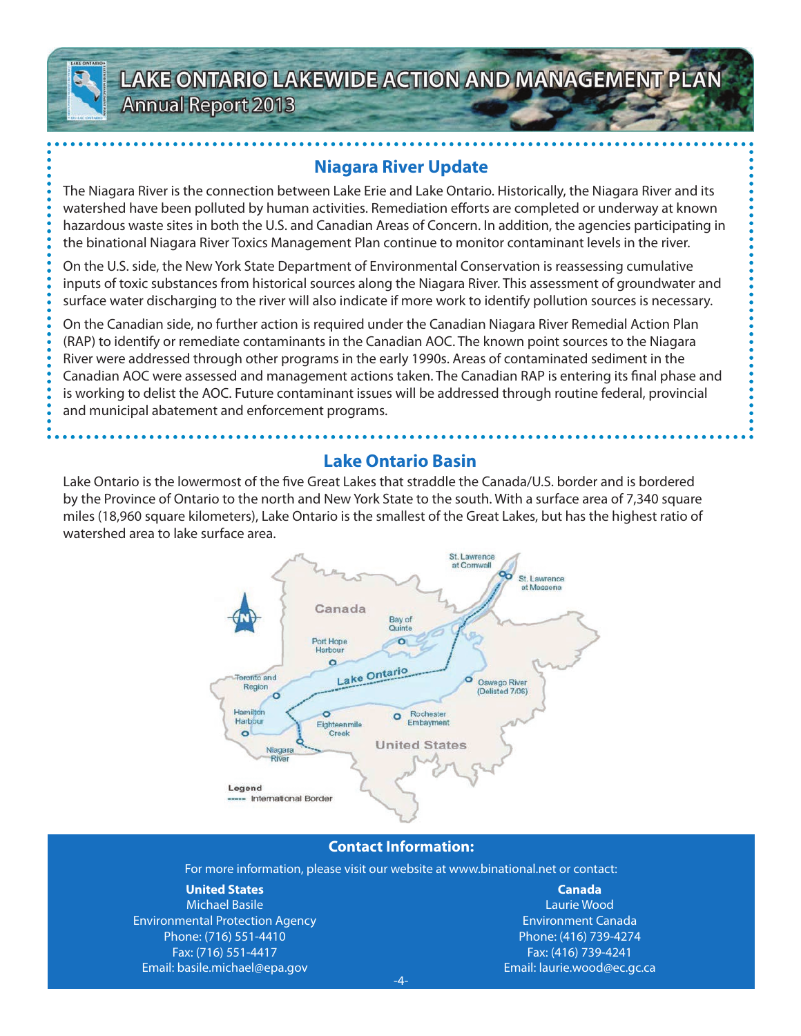# LAKE ONTARIO LAKEWIDE ACTION AND MANAGEMENT PLAN

Annual Report 2013

## Niagara River Update

The Niagara River is the connection between Lake Erie and Lake Ontario. Historically, the Niagara River and its watershed have been polluted by human activities. Remediation efforts are completed or underway at known hazardous waste sites in both the U.S. and Canadian Areas of Concern. In addition, the agencies participating in the binational Niagara River Toxics Management Plan continue to monitor contaminant levels in the river.

On the U.S. side, the New York State Department of Environmental Conservation is reassessing cumulative inputs of toxic substances from historical sources along the Niagara River. This assessment of groundwater and surface water discharging to the river will also indicate if more work to identify pollution sources is necessary.

On the Canadian side, no further action is required under the Canadian Niagara River Remedial Action Plan (RAP) to identify or remediate contaminants in the Canadian AOC. The known point sources to the Niagara River were addressed through other programs in the early 1990s. Areas of contaminated sediment in the Canadian AOC were assessed and management actions taken. The Canadian RAP is entering its final phase and is working to delist the AOC. Future contaminant issues will be addressed through routine federal, provincial and municipal abatement and enforcement programs.

## Lake Ontario Basin

Lake Ontario is the lowermost of the five Great Lakes that straddle the Canada/U.S. border and is bordered by the Province of Ontario to the north and New York State to the south. With a surface area of 7,340 square miles (18,960 square kilometers), Lake Ontario is the smallest of the Great Lakes, but has the highest ratio of watershed area to lake surface area.

St. Lawrence at Cornwall
St. Lawrence at Massena
Canada
Bay of Quinte
Port Hope Harbour
Toronto and Region
Lake Ontario
Oswego River (Delisted 7/06)
Hamilton Harbour
Eighteenmile Creek
Rochester Embayment
Niagara River
United States
Legend
International Border

### Contact Information:

For more information, please visit our website at www.binational.net or contact:

**United States**
Michael Basile
Environmental Protection Agency
Phone: (716) 551-4410
Fax: (716) 551-4417
Email: basile.michael@epa.gov

**Canada**
Laurie Wood
Environment Canada
Phone: (416) 739-4274
Fax: (416) 739-4241
Email: laurie.wood@ec.gc.ca